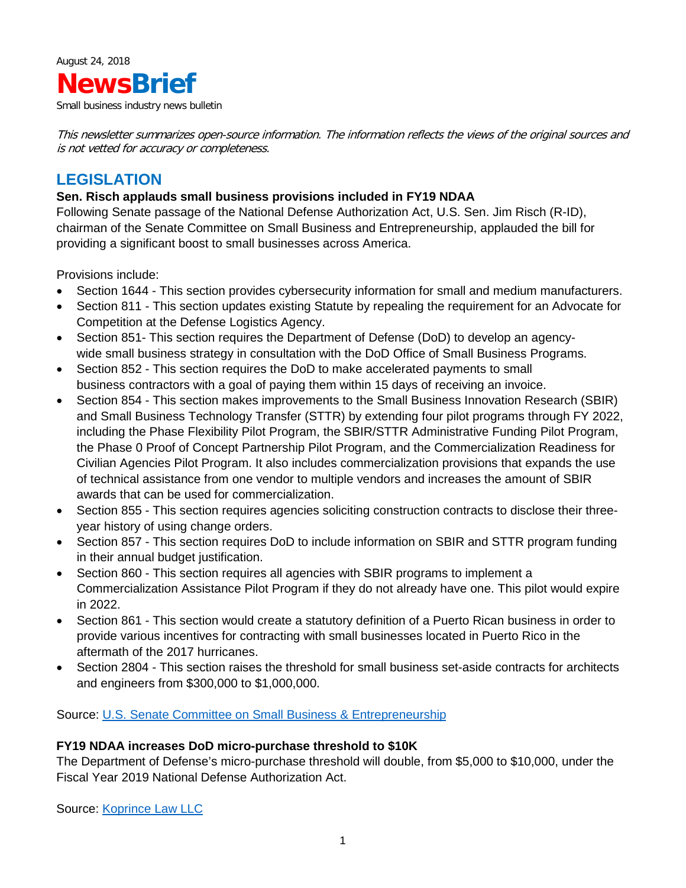August 24, 2018

# NewsBrief

Small business industry news bulletin

*This newsletter summarizes open-source information. The information reflects the views of the original sources and is not vetted for accuracy or completeness.*

## LEGISLATION

**Sen. Risch applauds small business provisions included in FY19 NDAA**

Following Senate passage of the National Defense Authorization Act, U.S. Sen. Jim Risch (R-ID), chairman of the Senate Committee on Small Business and Entrepreneurship, applauded the bill for providing a significant boost to small businesses across America.

Provisions include:

- Section 1644 - This section provides cybersecurity information for small and medium manufacturers.
- Section 811 - This section updates existing Statute by repealing the requirement for an Advocate for Competition at the Defense Logistics Agency.
- Section 851- This section requires the Department of Defense (DoD) to develop an agency-wide small business strategy in consultation with the DoD Office of Small Business Programs.
- Section 852 - This section requires the DoD to make accelerated payments to small business contractors with a goal of paying them within 15 days of receiving an invoice.
- Section 854 - This section makes improvements to the Small Business Innovation Research (SBIR) and Small Business Technology Transfer (STTR) by extending four pilot programs through FY 2022, including the Phase Flexibility Pilot Program, the SBIR/STTR Administrative Funding Pilot Program, the Phase 0 Proof of Concept Partnership Pilot Program, and the Commercialization Readiness for Civilian Agencies Pilot Program. It also includes commercialization provisions that expands the use of technical assistance from one vendor to multiple vendors and increases the amount of SBIR awards that can be used for commercialization.
- Section 855 - This section requires agencies soliciting construction contracts to disclose their three-year history of using change orders.
- Section 857 - This section requires DoD to include information on SBIR and STTR program funding in their annual budget justification.
- Section 860 - This section requires all agencies with SBIR programs to implement a Commercialization Assistance Pilot Program if they do not already have one. This pilot would expire in 2022.
- Section 861 - This section would create a statutory definition of a Puerto Rican business in order to provide various incentives for contracting with small businesses located in Puerto Rico in the aftermath of the 2017 hurricanes.
- Section 2804 - This section raises the threshold for small business set-aside contracts for architects and engineers from $300,000 to $1,000,000.

Source: U.S. Senate Committee on Small Business & Entrepreneurship

**FY19 NDAA increases DoD micro-purchase threshold to $10K**

The Department of Defense's micro-purchase threshold will double, from $5,000 to $10,000, under the Fiscal Year 2019 National Defense Authorization Act.

Source: Koprince Law LLC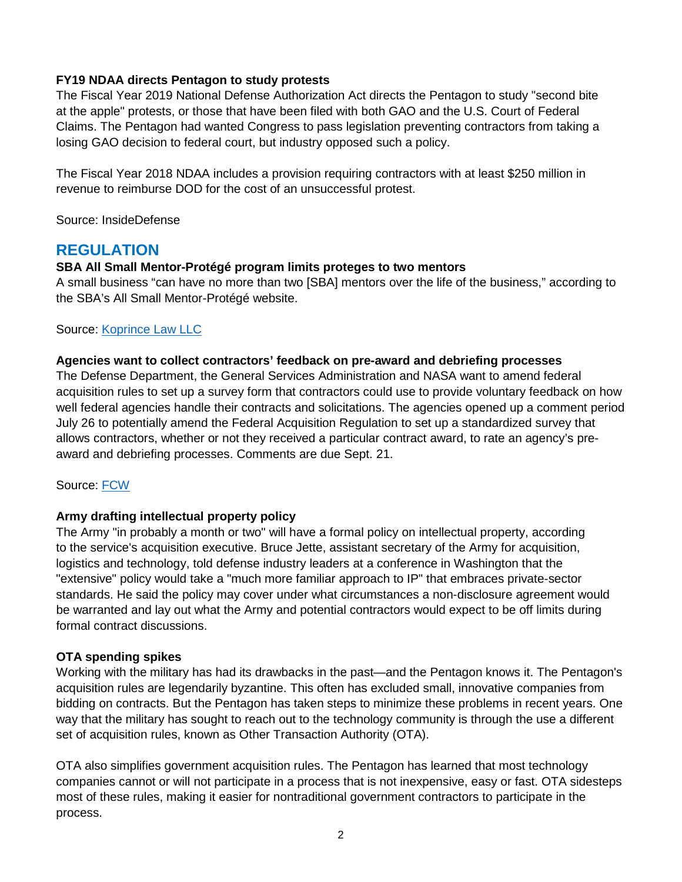**FY19 NDAA directs Pentagon to study protests**

The Fiscal Year 2019 National Defense Authorization Act directs the Pentagon to study "second bite at the apple" protests, or those that have been filed with both GAO and the U.S. Court of Federal Claims. The Pentagon had wanted Congress to pass legislation preventing contractors from taking a losing GAO decision to federal court, but industry opposed such a policy.

The Fiscal Year 2018 NDAA includes a provision requiring contractors with at least $250 million in revenue to reimburse DOD for the cost of an unsuccessful protest.

Source: InsideDefense

## REGULATION

**SBA All Small Mentor-Protégé program limits proteges to two mentors**

A small business "can have no more than two [SBA] mentors over the life of the business," according to the SBA's All Small Mentor-Protégé website.

Source: Koprince Law LLC

**Agencies want to collect contractors' feedback on pre-award and debriefing processes**

The Defense Department, the General Services Administration and NASA want to amend federal acquisition rules to set up a survey form that contractors could use to provide voluntary feedback on how well federal agencies handle their contracts and solicitations. The agencies opened up a comment period July 26 to potentially amend the Federal Acquisition Regulation to set up a standardized survey that allows contractors, whether or not they received a particular contract award, to rate an agency's pre-award and debriefing processes. Comments are due Sept. 21.

Source: FCW

**Army drafting intellectual property policy**

The Army "in probably a month or two" will have a formal policy on intellectual property, according to the service's acquisition executive. Bruce Jette, assistant secretary of the Army for acquisition, logistics and technology, told defense industry leaders at a conference in Washington that the "extensive" policy would take a "much more familiar approach to IP" that embraces private-sector standards. He said the policy may cover under what circumstances a non-disclosure agreement would be warranted and lay out what the Army and potential contractors would expect to be off limits during formal contract discussions.

**OTA spending spikes**

Working with the military has had its drawbacks in the past—and the Pentagon knows it. The Pentagon's acquisition rules are legendarily byzantine. This often has excluded small, innovative companies from bidding on contracts. But the Pentagon has taken steps to minimize these problems in recent years. One way that the military has sought to reach out to the technology community is through the use a different set of acquisition rules, known as Other Transaction Authority (OTA).

OTA also simplifies government acquisition rules. The Pentagon has learned that most technology companies cannot or will not participate in a process that is not inexpensive, easy or fast. OTA sidesteps most of these rules, making it easier for nontraditional government contractors to participate in the process.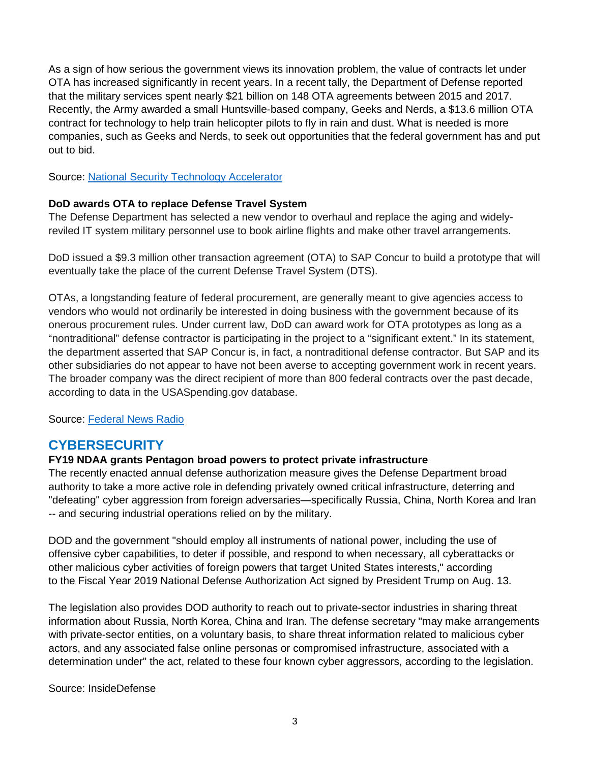As a sign of how serious the government views its innovation problem, the value of contracts let under OTA has increased significantly in recent years. In a recent tally, the Department of Defense reported that the military services spent nearly $21 billion on 148 OTA agreements between 2015 and 2017. Recently, the Army awarded a small Huntsville-based company, Geeks and Nerds, a $13.6 million OTA contract for technology to help train helicopter pilots to fly in rain and dust. What is needed is more companies, such as Geeks and Nerds, to seek out opportunities that the federal government has and put out to bid.

Source: [National Security Technology Accelerator]()

**DoD awards OTA to replace Defense Travel System**

The Defense Department has selected a new vendor to overhaul and replace the aging and widely-reviled IT system military personnel use to book airline flights and make other travel arrangements.

DoD issued a $9.3 million other transaction agreement (OTA) to SAP Concur to build a prototype that will eventually take the place of the current Defense Travel System (DTS).

OTAs, a longstanding feature of federal procurement, are generally meant to give agencies access to vendors who would not ordinarily be interested in doing business with the government because of its onerous procurement rules. Under current law, DoD can award work for OTA prototypes as long as a "nontraditional" defense contractor is participating in the project to a "significant extent." In its statement, the department asserted that SAP Concur is, in fact, a nontraditional defense contractor. But SAP and its other subsidiaries do not appear to have not been averse to accepting government work in recent years. The broader company was the direct recipient of more than 800 federal contracts over the past decade, according to data in the USASpending.gov database.

Source: [Federal News Radio]()

## CYBERSECURITY

**FY19 NDAA grants Pentagon broad powers to protect private infrastructure**

The recently enacted annual defense authorization measure gives the Defense Department broad authority to take a more active role in defending privately owned critical infrastructure, deterring and "defeating" cyber aggression from foreign adversaries—specifically Russia, China, North Korea and Iran -- and securing industrial operations relied on by the military.

DOD and the government "should employ all instruments of national power, including the use of offensive cyber capabilities, to deter if possible, and respond to when necessary, all cyberattacks or other malicious cyber activities of foreign powers that target United States interests," according to the Fiscal Year 2019 National Defense Authorization Act signed by President Trump on Aug. 13.

The legislation also provides DOD authority to reach out to private-sector industries in sharing threat information about Russia, North Korea, China and Iran. The defense secretary "may make arrangements with private-sector entities, on a voluntary basis, to share threat information related to malicious cyber actors, and any associated false online personas or compromised infrastructure, associated with a determination under" the act, related to these four known cyber aggressors, according to the legislation.

Source: InsideDefense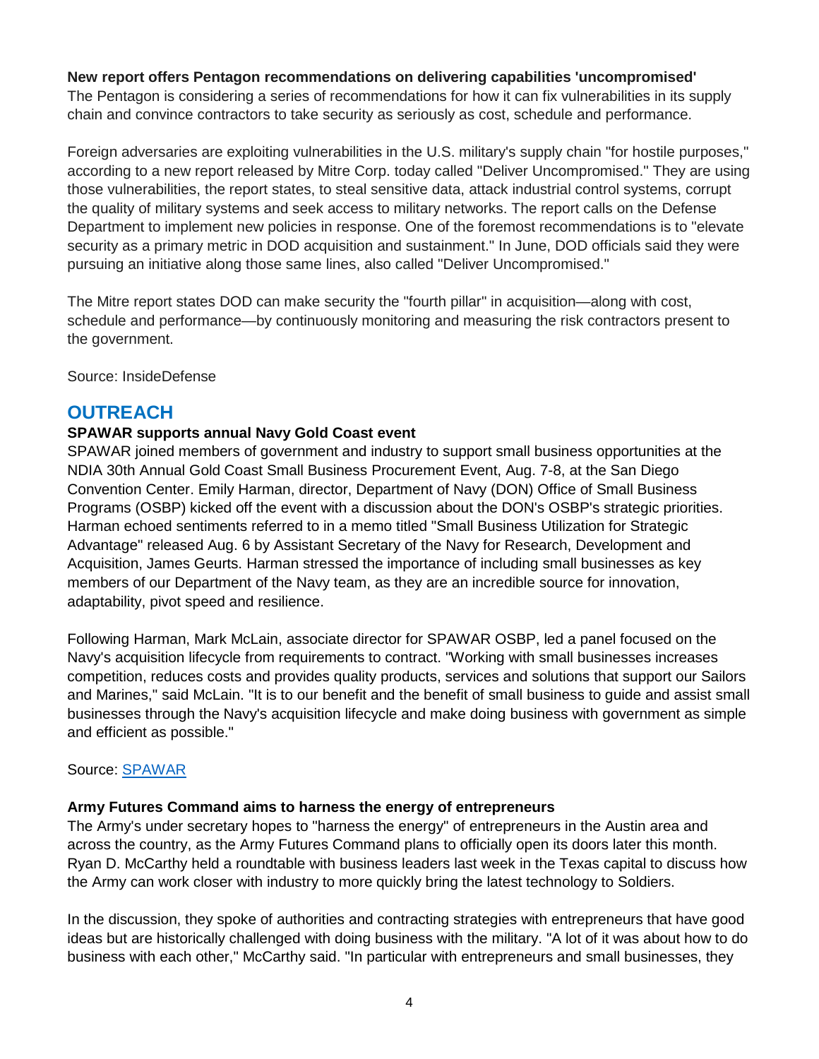**New report offers Pentagon recommendations on delivering capabilities 'uncompromised'**
The Pentagon is considering a series of recommendations for how it can fix vulnerabilities in its supply chain and convince contractors to take security as seriously as cost, schedule and performance.

Foreign adversaries are exploiting vulnerabilities in the U.S. military's supply chain "for hostile purposes," according to a new report released by Mitre Corp. today called "Deliver Uncompromised." They are using those vulnerabilities, the report states, to steal sensitive data, attack industrial control systems, corrupt the quality of military systems and seek access to military networks. The report calls on the Defense Department to implement new policies in response. One of the foremost recommendations is to "elevate security as a primary metric in DOD acquisition and sustainment." In June, DOD officials said they were pursuing an initiative along those same lines, also called "Deliver Uncompromised."

The Mitre report states DOD can make security the "fourth pillar" in acquisition—along with cost, schedule and performance—by continuously monitoring and measuring the risk contractors present to the government.

Source: InsideDefense

## OUTREACH

**SPAWAR supports annual Navy Gold Coast event**
SPAWAR joined members of government and industry to support small business opportunities at the NDIA 30th Annual Gold Coast Small Business Procurement Event, Aug. 7-8, at the San Diego Convention Center. Emily Harman, director, Department of Navy (DON) Office of Small Business Programs (OSBP) kicked off the event with a discussion about the DON's OSBP's strategic priorities. Harman echoed sentiments referred to in a memo titled "Small Business Utilization for Strategic Advantage" released Aug. 6 by Assistant Secretary of the Navy for Research, Development and Acquisition, James Geurts. Harman stressed the importance of including small businesses as key members of our Department of the Navy team, as they are an incredible source for innovation, adaptability, pivot speed and resilience.

Following Harman, Mark McLain, associate director for SPAWAR OSBP, led a panel focused on the Navy's acquisition lifecycle from requirements to contract. "Working with small businesses increases competition, reduces costs and provides quality products, services and solutions that support our Sailors and Marines," said McLain. "It is to our benefit and the benefit of small business to guide and assist small businesses through the Navy's acquisition lifecycle and make doing business with government as simple and efficient as possible."

Source: SPAWAR

**Army Futures Command aims to harness the energy of entrepreneurs**
The Army's under secretary hopes to "harness the energy" of entrepreneurs in the Austin area and across the country, as the Army Futures Command plans to officially open its doors later this month. Ryan D. McCarthy held a roundtable with business leaders last week in the Texas capital to discuss how the Army can work closer with industry to more quickly bring the latest technology to Soldiers.

In the discussion, they spoke of authorities and contracting strategies with entrepreneurs that have good ideas but are historically challenged with doing business with the military. "A lot of it was about how to do business with each other," McCarthy said. "In particular with entrepreneurs and small businesses, they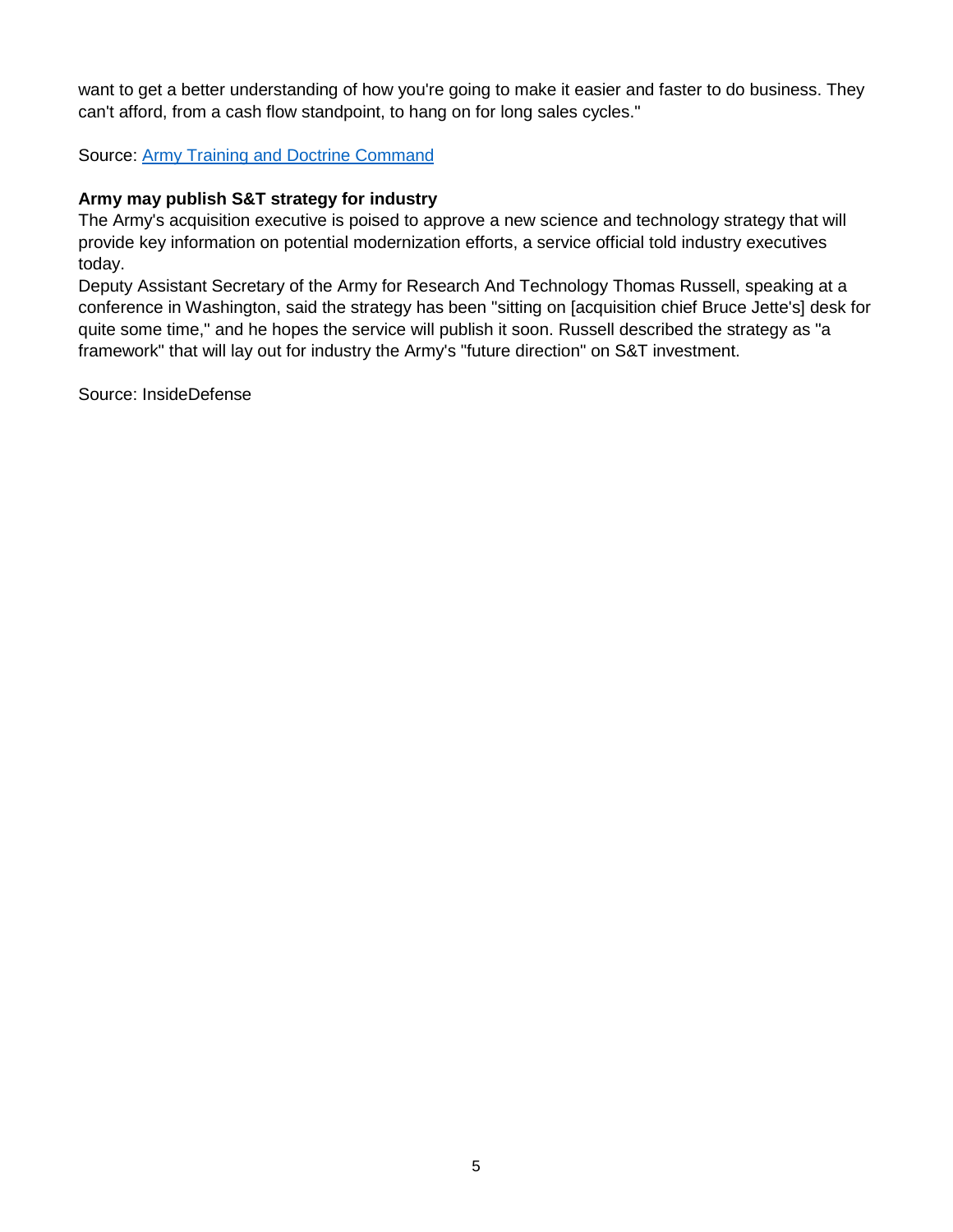want to get a better understanding of how you're going to make it easier and faster to do business. They can't afford, from a cash flow standpoint, to hang on for long sales cycles."

Source: [Army Training and Doctrine Command]()

**Army may publish S&T strategy for industry**

The Army's acquisition executive is poised to approve a new science and technology strategy that will provide key information on potential modernization efforts, a service official told industry executives today.

Deputy Assistant Secretary of the Army for Research And Technology Thomas Russell, speaking at a conference in Washington, said the strategy has been "sitting on [acquisition chief Bruce Jette's] desk for quite some time," and he hopes the service will publish it soon. Russell described the strategy as "a framework" that will lay out for industry the Army's "future direction" on S&T investment.

Source: InsideDefense